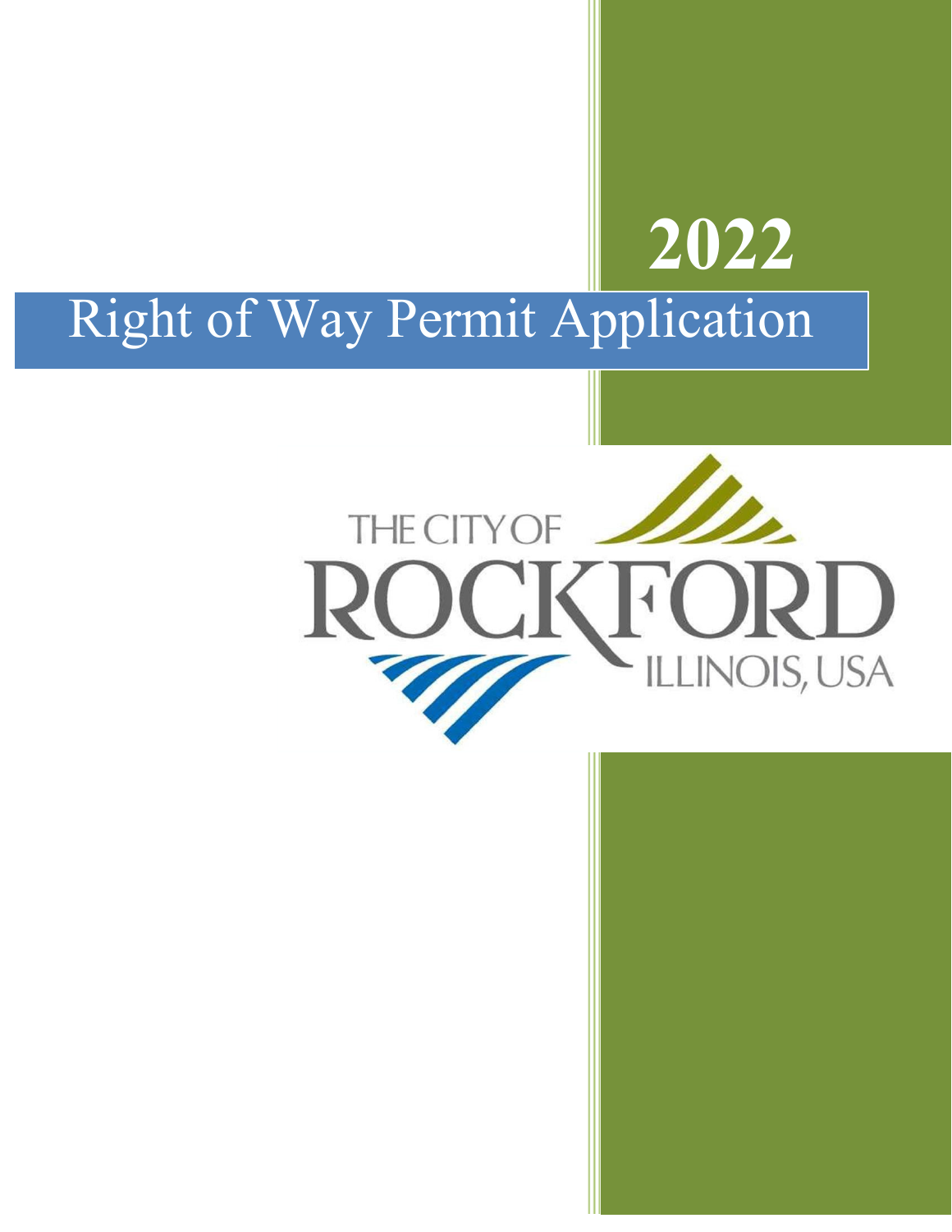# 2022

# Right of Way Permit Application

THE CITY OF

ROCKFORD

ILLINOIS, USA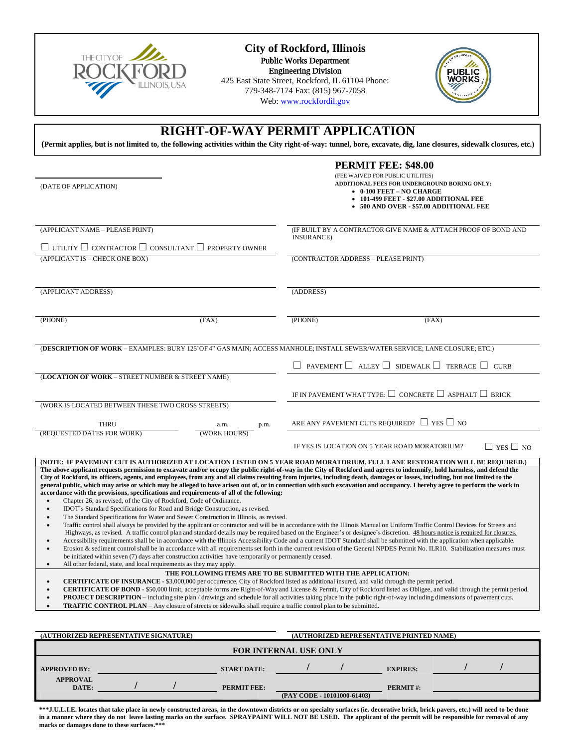# City of Rockford, Illinois

**Public Works Department**
**Engineering Division**
425 East State Street, Rockford, IL 61104 Phone: 779-348-7174 Fax: (815) 967-7058
Web: www.rockfordil.gov

# RIGHT-OF-WAY PERMIT APPLICATION

**(Permit applies, but is not limited to, the following activities within the City right-of-way: tunnel, bore, excavate, dig, lane closures, sidewalk closures, etc.)**

## PERMIT FEE: $48.00

(FEE WAIVED FOR PUBLIC UTILITES)
**ADDITIONAL FEES FOR UNDERGROUND BORING ONLY:**

- **0-100 FEET – NO CHARGE**
- **101-499 FEET - $27.00 ADDITIONAL FEE**
- **500 AND OVER - $57.00 ADDITIONAL FEE**

(DATE OF APPLICATION)

(APPLICANT NAME – PLEASE PRINT)

☐ UTILITY ☐ CONTRACTOR ☐ CONSULTANT ☐ PROPERTY OWNER
(APPLICANT IS – CHECK ONE BOX)

(APPLICANT ADDRESS)

(PHONE) (FAX)

(IF BUILT BY A CONTRACTOR GIVE NAME & ATTACH PROOF OF BOND AND INSURANCE)

(CONTRACTOR ADDRESS – PLEASE PRINT)

(ADDRESS)

(PHONE) (FAX)

(**DESCRIPTION OF WORK** – EXAMPLES: BURY 125' OF 4" GAS MAIN; ACCESS MANHOLE; INSTALL SEWER/WATER SERVICE; LANE CLOSURE; ETC.)

(**LOCATION OF WORK** – STREET NUMBER & STREET NAME)

(WORK IS LOCATED BETWEEN THESE TWO CROSS STREETS)

THRU a.m. p.m.
(REQUESTED DATES FOR WORK) (WORK HOURS)

☐ PAVEMENT ☐ ALLEY ☐ SIDEWALK ☐ TERRACE ☐ CURB

IF IN PAVEMENT WHAT TYPE: ☐ CONCRETE ☐ ASPHALT ☐ BRICK

ARE ANY PAVEMENT CUTS REQUIRED? ☐ YES ☐ NO

IF YES IS LOCATION ON 5 YEAR ROAD MORATORIUM? ☐ YES ☐ NO

**(NOTE: IF PAVEMENT CUT IS AUTHORIZED AT LOCATION LISTED ON 5 YEAR ROAD MORATORIUM, FULL LANE RESTORATION WILL BE REQUIRED.)**

**The above applicant requests permission to excavate and/or occupy the public right-of-way in the City of Rockford and agrees to indemnify, hold harmless, and defend the City of Rockford, its officers, agents, and employees, from any and all claims resulting from injuries, including death, damages or losses, including, but not limited to the general public, which may arise or which may be alleged to have arisen out of, or in connection with such excavation and occupancy. I hereby agree to perform the work in accordance with the provisions, specifications and requirements of all of the following:**

- Chapter 26, as revised, of the City of Rockford, Code of Ordinance.
- IDOT's Standard Specifications for Road and Bridge Construction, as revised.
- The Standard Specifications for Water and Sewer Construction in Illinois, as revised.
- Traffic control shall always be provided by the applicant or contractor and will be in accordance with the Illinois Manual on Uniform Traffic Control Devices for Streets and Highways, as revised. A traffic control plan and standard details may be required based on the Engineer's or designee's discretion. 48 hours notice is required for closures.
- Accessibility requirements shall be in accordance with the Illinois Accessibility Code and a current IDOT Standard shall be submitted with the application when applicable.
- Erosion & sediment control shall be in accordance with all requirements set forth in the current revision of the General NPDES Permit No. ILR10. Stabilization measures must be initiated within seven (7) days after construction activities have temporarily or permanently ceased.
- All other federal, state, and local requirements as they may apply.

**THE FOLLOWING ITEMS ARE TO BE SUBMITTED WITH THE APPLICATION:**

- **CERTIFICATE OF INSURANCE** - $3,000,000 per occurrence, City of Rockford listed as additional insured, and valid through the permit period.
- **CERTIFICATE OF BOND** - $50,000 limit, acceptable forms are Right-of-Way and License & Permit, City of Rockford listed as Obligee, and valid through the permit period.
- **PROJECT DESCRIPTION** – including site plan / drawings and schedule for all activities taking place in the public right-of-way including dimensions of pavement cuts.
- **TRAFFIC CONTROL PLAN** – Any closure of streets or sidewalks shall require a traffic control plan to be submitted.

**(AUTHORIZED REPRESENTATIVE SIGNATURE)** **(AUTHORIZED REPRESENTATIVE PRINTED NAME)**

**FOR INTERNAL USE ONLY**

| | | | | | |
|---|---|---|---|---|---|
| **APPROVED BY:** | | **START DATE:** | / / | **EXPIRES:** | / / |
| **APPROVAL DATE:** | / / | **PERMIT FEE:** | **(PAY CODE - 10101000-61403)** | **PERMIT #:** | |

**\*\*\*J.U.L.I.E. locates that take place in newly constructed areas, in the downtown districts or on specialty surfaces (ie. decorative brick, brick pavers, etc.) will need to be done in a manner where they do not leave lasting marks on the surface. SPRAYPAINT WILL NOT BE USED. The applicant of the permit will be responsible for removal of any marks or damages done to these surfaces.\*\*\***